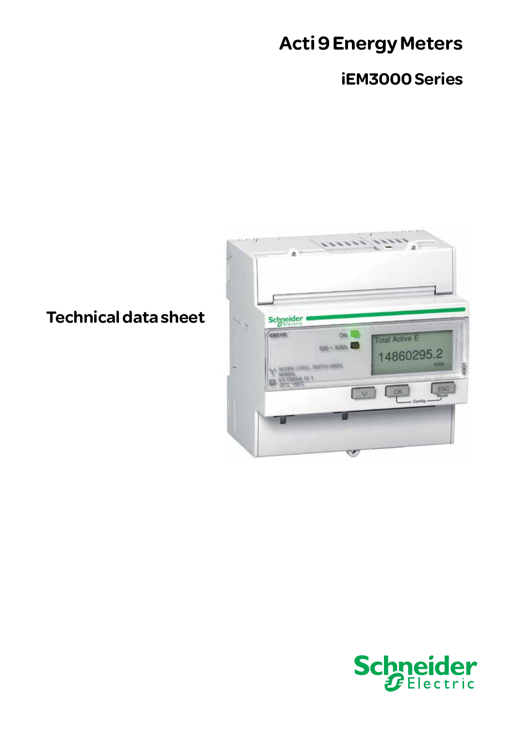# Acti 9 Energy Meters

## iEM3000 Series

## Technical data sheet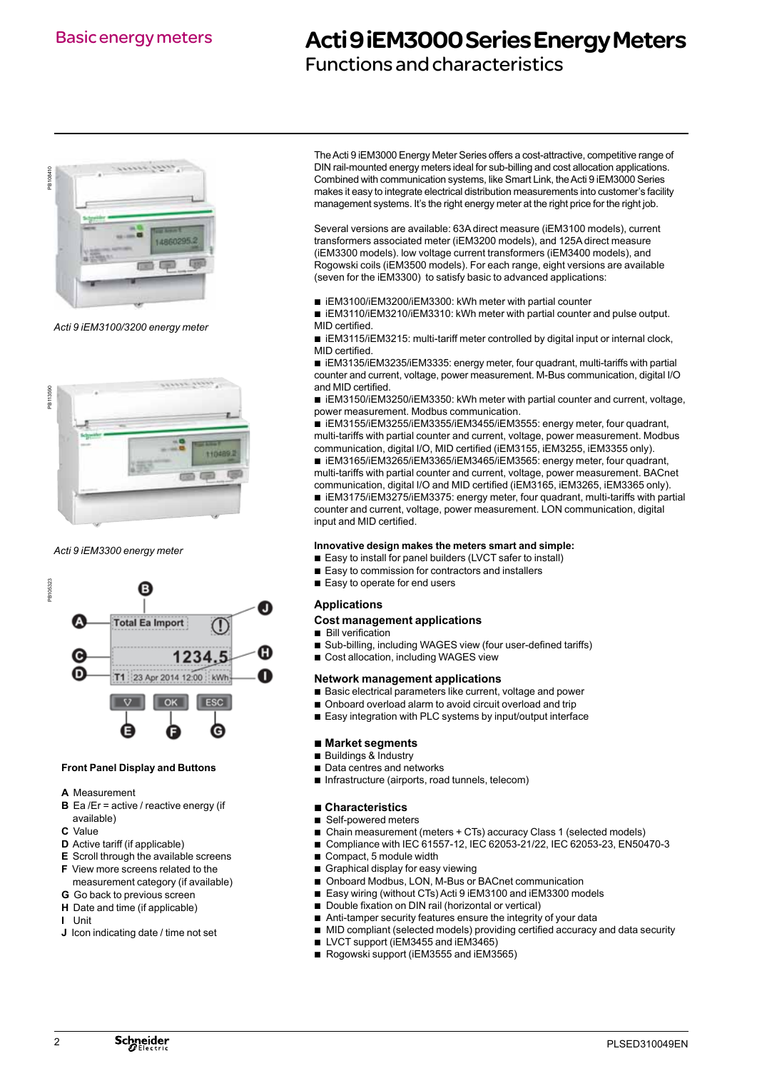# Basic energy meters

# Acti 9 iEM3000 Series Energy Meters

## Functions and characteristics

*Acti 9 iEM3100/3200 energy meter*

*Acti 9 iEM3300 energy meter*

**Front Panel Display and Buttons**

- **A** Measurement
- **B** Ea /Er = active / reactive energy (if available)
- **C** Value
- **D** Active tariff (if applicable)
- **E** Scroll through the available screens
- **F** View more screens related to the measurement category (if available)
- **G** Go back to previous screen
- **H** Date and time (if applicable)
- **I** Unit
- **J** Icon indicating date / time not set

The Acti 9 iEM3000 Energy Meter Series offers a cost-attractive, competitive range of DIN rail-mounted energy meters ideal for sub-billing and cost allocation applications. Combined with communication systems, like Smart Link, the Acti 9 iEM3000 Series makes it easy to integrate electrical distribution measurements into customer's facility management systems. It's the right energy meter at the right price for the right job.

Several versions are available: 63A direct measure (iEM3100 models), current transformers associated meter (iEM3200 models), and 125A direct measure (iEM3300 models). low voltage current transformers (iEM3400 models), and Rogowski coils (iEM3500 models). For each range, eight versions are available (seven for the iEM3300) to satisfy basic to advanced applications:

- iEM3100/iEM3200/iEM3300: kWh meter with partial counter
- iEM3110/iEM3210/iEM3310: kWh meter with partial counter and pulse output. MID certified.
- iEM3115/iEM3215: multi-tariff meter controlled by digital input or internal clock, MID certified.
- iEM3135/iEM3235/iEM3335: energy meter, four quadrant, multi-tariffs with partial counter and current, voltage, power measurement. M-Bus communication, digital I/O and MID certified.
- iEM3150/iEM3250/iEM3350: kWh meter with partial counter and current, voltage, power measurement. Modbus communication.
- iEM3155/iEM3255/iEM3355/iEM3455/iEM3555: energy meter, four quadrant, multi-tariffs with partial counter and current, voltage, power measurement. Modbus communication, digital I/O, MID certified (iEM3155, iEM3255, iEM3355 only).
- iEM3165/iEM3265/iEM3365/iEM3465/iEM3565: energy meter, four quadrant, multi-tariffs with partial counter and current, voltage, power measurement. BACnet communication, digital I/O and MID certified (iEM3165, iEM3265, iEM3365 only).
- iEM3175/iEM3275/iEM3375: energy meter, four quadrant, multi-tariffs with partial counter and current, voltage, power measurement. LON communication, digital input and MID certified.

**Innovative design makes the meters smart and simple:**

- Easy to install for panel builders (LVCT safer to install)
- Easy to commission for contractors and installers
- Easy to operate for end users

### Applications

#### Cost management applications

- Bill verification
- Sub-billing, including WAGES view (four user-defined tariffs)
- Cost allocation, including WAGES view

#### Network management applications

- Basic electrical parameters like current, voltage and power
- Onboard overload alarm to avoid circuit overload and trip
- Easy integration with PLC systems by input/output interface

### Market segments

- Buildings & Industry
- Data centres and networks
- Infrastructure (airports, road tunnels, telecom)

### Characteristics

- Self-powered meters
- Chain measurement (meters + CTs) accuracy Class 1 (selected models)
- Compliance with IEC 61557-12, IEC 62053-21/22, IEC 62053-23, EN50470-3
- Compact, 5 module width
- Graphical display for easy viewing
- Onboard Modbus, LON, M-Bus or BACnet communication
- Easy wiring (without CTs) Acti 9 iEM3100 and iEM3300 models
- Double fixation on DIN rail (horizontal or vertical)
- Anti-tamper security features ensure the integrity of your data
- MID compliant (selected models) providing certified accuracy and data security
- LVCT support (iEM3455 and iEM3465)
- Rogowski support (iEM3555 and iEM3565)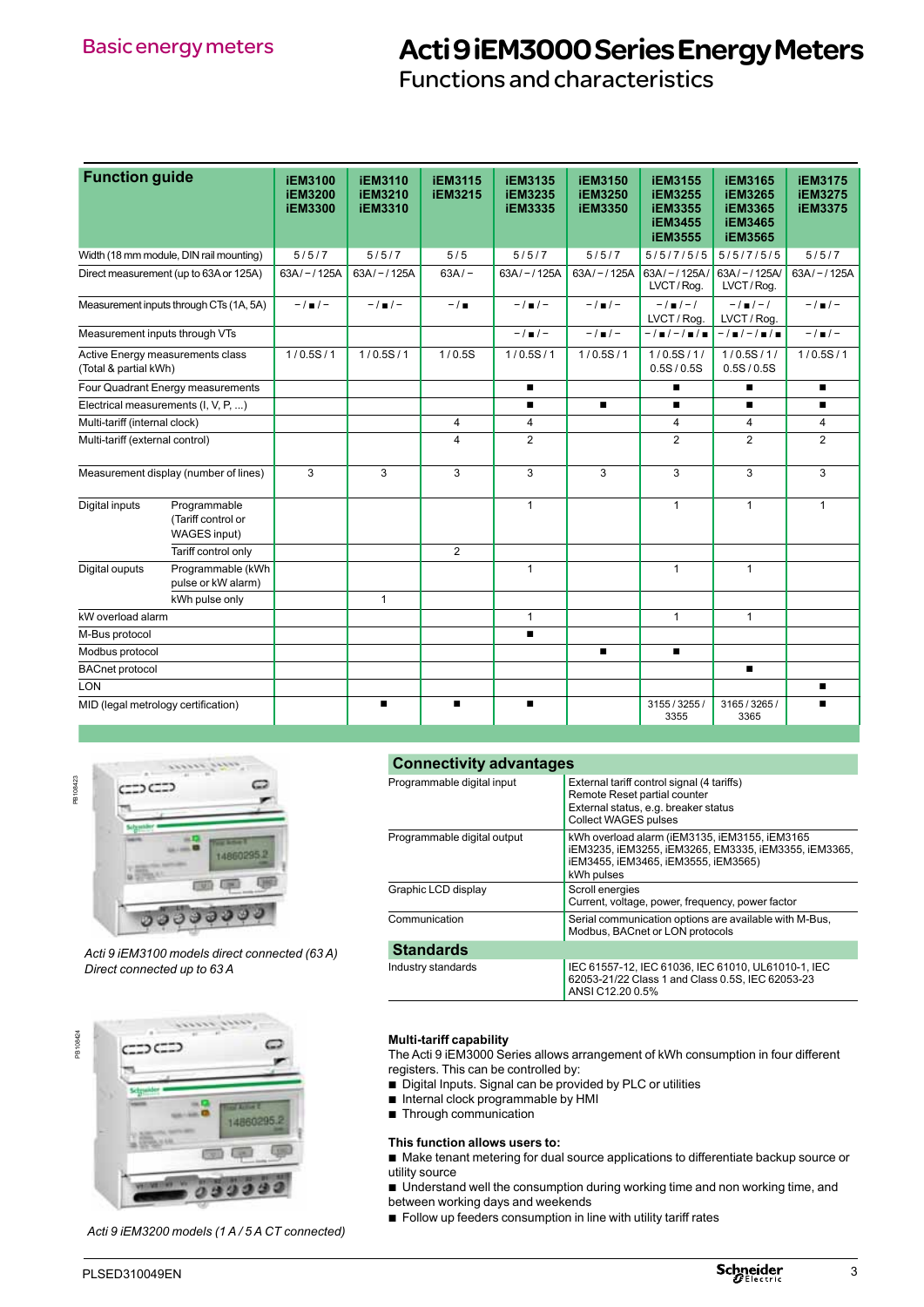# Basic energy meters

# Acti 9 iEM3000 Series Energy Meters

## Functions and characteristics

| Function guide | | iEM3100 iEM3200 iEM3300 | iEM3110 iEM3210 iEM3310 | iEM3115 iEM3215 | iEM3135 iEM3235 iEM3335 | iEM3150 iEM3250 iEM3350 | iEM3155 iEM3255 iEM3355 iEM3455 iEM3555 | iEM3165 iEM3265 iEM3365 iEM3465 iEM3565 | iEM3175 iEM3275 iEM3375 |
|---|---|---|---|---|---|---|---|---|---|
| Width (18 mm module, DIN rail mounting) | | 5 / 5 / 7 | 5 / 5 / 7 | 5 / 5 | 5 / 5 / 7 | 5 / 5 / 7 | 5 / 5 / 7 / 5 / 5 | 5 / 5 / 7 / 5 / 5 | 5 / 5 / 7 |
| Direct measurement (up to 63A or 125A) | | 63A / – / 125A | 63A / – / 125A | 63A / – | 63A / – / 125A | 63A / – / 125A | 63A / – / 125A / LVCT / Rog. | 63A / – / 125A/ LVCT / Rog. | 63A / – / 125A |
| Measurement inputs through CTs (1A, 5A) | | – / ■ / – | – / ■ / – | – / ■ | – / ■ / – | – / ■ / – | – / ■ / – / LVCT / Rog. | – / ■ / – / LVCT / Rog. | – / ■ / – |
| Measurement inputs through VTs | | | | | – / ■ / – | – / ■ / – | – / ■ / – / ■ / ■ | – / ■ / – / ■ / ■ | – / ■ / – |
| Active Energy measurements class (Total & partial kWh) | | 1 / 0.5S / 1 | 1 / 0.5S / 1 | 1 / 0.5S | 1 / 0.5S / 1 | 1 / 0.5S / 1 | 1 / 0.5S / 1 / 0.5S / 0.5S | 1 / 0.5S / 1 / 0.5S / 0.5S | 1 / 0.5S / 1 |
| Four Quadrant Energy measurements | | | | | ■ | | ■ | ■ | ■ |
| Electrical measurements (I, V, P, ...) | | | | | ■ | ■ | ■ | ■ | ■ |
| Multi-tariff (internal clock) | | | | 4 | 4 | | 4 | 4 | 4 |
| Multi-tariff (external control) | | | | 4 | 2 | | 2 | 2 | 2 |
| Measurement display (number of lines) | | 3 | 3 | 3 | 3 | 3 | 3 | 3 | 3 |
| Digital inputs | Programmable (Tariff control or WAGES input) | | | | 1 | | 1 | 1 | 1 |
| | Tariff control only | | | 2 | | | | | |
| Digital ouputs | Programmable (kWh pulse or kW alarm) | | | | 1 | | 1 | 1 | |
| | kWh pulse only | | 1 | | | | | | |
| kW overload alarm | | | | | 1 | | 1 | 1 | |
| M-Bus protocol | | | | | ■ | | | | |
| Modbus protocol | | | | | | ■ | ■ | | |
| BACnet protocol | | | | | | | | ■ | |
| LON | | | | | | | | | ■ |
| MID (legal metrology certification) | | | ■ | ■ | ■ | | 3155 / 3255 / 3355 | 3165 / 3265 / 3365 | ■ |

*Acti 9 iEM3100 models direct connected (63 A)*
*Direct connected up to 63 A*

*Acti 9 iEM3200 models (1 A / 5 A CT connected)*

### Connectivity advantages

| | |
|---|---|
| Programmable digital input | External tariff control signal (4 tariffs)<br>Remote Reset partial counter<br>External status, e.g. breaker status<br>Collect WAGES pulses |
| Programmable digital output | kWh overload alarm (iEM3135, iEM3155, iEM3165 iEM3235, iEM3255, iEM3265, iEM3335, iEM3355, iEM3365, iEM3455, iEM3465, iEM3555, iEM3565)<br>kWh pulses |
| Graphic LCD display | Scroll energies<br>Current, voltage, power, frequency, power factor |
| Communication | Serial communication options are available with M-Bus, Modbus, BACnet or LON protocols |

### Standards

| | |
|---|---|
| Industry standards | IEC 61557-12, IEC 61036, IEC 61010, UL61010-1, IEC 62053-21/22 Class 1 and Class 0.5S, IEC 62053-23<br>ANSI C12.20 0.5% |

**Multi-tariff capability**

The Acti 9 iEM3000 Series allows arrangement of kWh consumption in four different registers. This can be controlled by:

- Digital Inputs. Signal can be provided by PLC or utilities
- Internal clock programmable by HMI
- Through communication

**This function allows users to:**

- Make tenant metering for dual source applications to differentiate backup source or utility source
- Understand well the consumption during working time and non working time, and between working days and weekends
- Follow up feeders consumption in line with utility tariff rates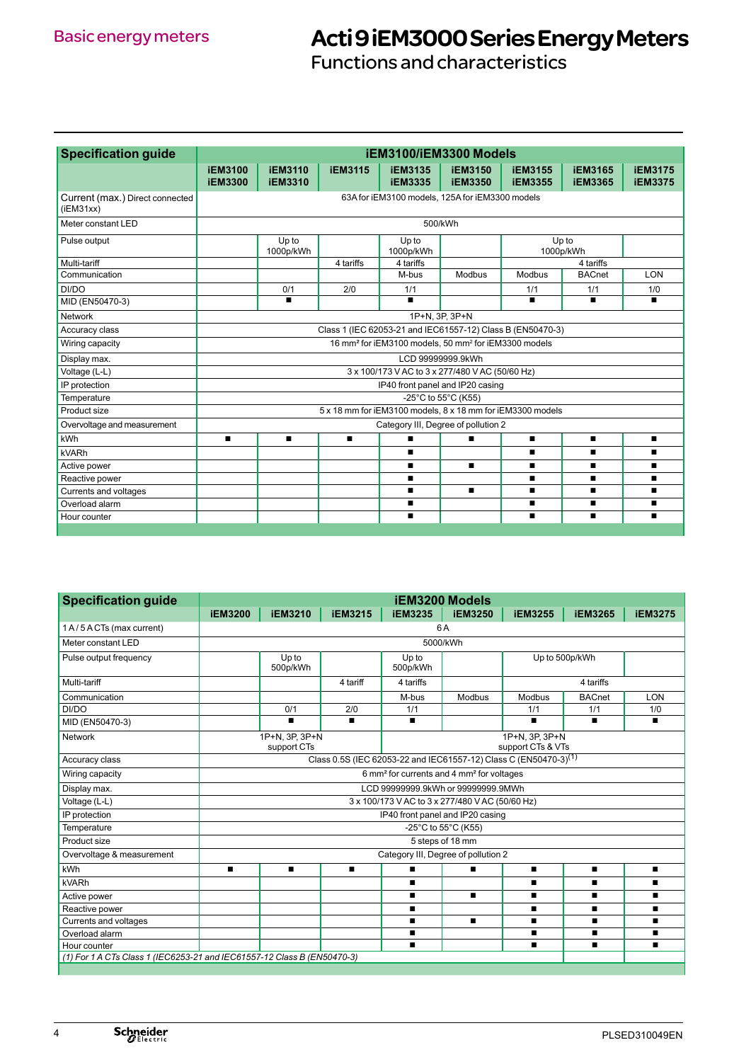# Basic energy meters

# Acti 9 iEM3000 Series Energy Meters

## Functions and characteristics

| Specification guide | iEM3100/iEM3300 Models | | | | | | | |
|---|---|---|---|---|---|---|---|---|
| | iEM3100 iEM3300 | iEM3110 iEM3310 | iEM3115 | iEM3135 iEM3335 | iEM3150 iEM3350 | iEM3155 iEM3355 | iEM3165 iEM3365 | iEM3175 iEM3375 |
| Current (max.) Direct connected (iEM31xx) | 63A for iEM3100 models, 125A for iEM3300 models | | | | | | | |
| Meter constant LED | 500/kWh | | | | | | | |
| Pulse output | | Up to 1000p/kWh | | Up to 1000p/kWh | | Up to 1000p/kWh | | |
| Multi-tariff | | | 4 tariffs | 4 tariffs | | 4 tariffs | | |
| Communication | | | | M-bus | Modbus | Modbus | BACnet | LON |
| DI/DO | | 0/1 | 2/0 | 1/1 | | 1/1 | 1/1 | 1/0 |
| MID (EN50470-3) | | ■ | | ■ | | ■ | ■ | ■ |
| Network | 1P+N, 3P, 3P+N | | | | | | | |
| Accuracy class | Class 1 (IEC 62053-21 and IEC61557-12) Class B (EN50470-3) | | | | | | | |
| Wiring capacity | 16 mm² for iEM3100 models, 50 mm² for iEM3300 models | | | | | | | |
| Display max. | LCD 99999999.9kWh | | | | | | | |
| Voltage (L-L) | 3 x 100/173 V AC to 3 x 277/480 V AC (50/60 Hz) | | | | | | | |
| IP protection | IP40 front panel and IP20 casing | | | | | | | |
| Temperature | -25°C to 55°C (K55) | | | | | | | |
| Product size | 5 x 18 mm for iEM3100 models, 8 x 18 mm for iEM3300 models | | | | | | | |
| Overvoltage and measurement | Category III, Degree of pollution 2 | | | | | | | |
| kWh | ■ | ■ | ■ | ■ | ■ | ■ | ■ | ■ |
| kVARh | | | | ■ | | ■ | ■ | ■ |
| Active power | | | | ■ | ■ | ■ | ■ | ■ |
| Reactive power | | | | ■ | | ■ | ■ | ■ |
| Currents and voltages | | | | ■ | ■ | ■ | ■ | ■ |
| Overload alarm | | | | ■ | | ■ | ■ | ■ |
| Hour counter | | | | ■ | | ■ | ■ | ■ |

| Specification guide | iEM3200 Models | | | | | | | |
|---|---|---|---|---|---|---|---|---|
| | iEM3200 | iEM3210 | iEM3215 | iEM3235 | iEM3250 | iEM3255 | iEM3265 | iEM3275 |
| 1 A / 5 A CTs (max current) | 6 A | | | | | | | |
| Meter constant LED | 5000/kWh | | | | | | | |
| Pulse output frequency | | Up to 500p/kWh | | Up to 500p/kWh | | Up to 500p/kWh | | |
| Multi-tariff | | | 4 tariff | 4 tariffs | | 4 tariffs | | |
| Communication | | | | M-bus | Modbus | Modbus | BACnet | LON |
| DI/DO | | 0/1 | 2/0 | 1/1 | | 1/1 | 1/1 | 1/0 |
| MID (EN50470-3) | | ■ | ■ | ■ | | ■ | ■ | ■ |
| Network | 1P+N, 3P, 3P+N support CTs | | | 1P+N, 3P, 3P+N support CTs & VTs | | | | |
| Accuracy class | Class 0.5S (IEC 62053-22 and IEC61557-12) Class C (EN50470-3)(1) | | | | | | | |
| Wiring capacity | 6 mm² for currents and 4 mm² for voltages | | | | | | | |
| Display max. | LCD 99999999.9kWh or 99999999.9MWh | | | | | | | |
| Voltage (L-L) | 3 x 100/173 V AC to 3 x 277/480 V AC (50/60 Hz) | | | | | | | |
| IP protection | IP40 front panel and IP20 casing | | | | | | | |
| Temperature | -25°C to 55°C (K55) | | | | | | | |
| Product size | 5 steps of 18 mm | | | | | | | |
| Overvoltage & measurement | Category III, Degree of pollution 2 | | | | | | | |
| kWh | ■ | ■ | ■ | ■ | ■ | ■ | ■ | ■ |
| kVARh | | | | ■ | | ■ | ■ | ■ |
| Active power | | | | ■ | ■ | ■ | ■ | ■ |
| Reactive power | | | | ■ | | ■ | ■ | ■ |
| Currents and voltages | | | | ■ | ■ | ■ | ■ | ■ |
| Overload alarm | | | | ■ | | ■ | ■ | ■ |
| Hour counter | | | | ■ | | ■ | ■ | ■ |

*(1) For 1 A CTs Class 1 (IEC6253-21 and IEC61557-12 Class B (EN50470-3)*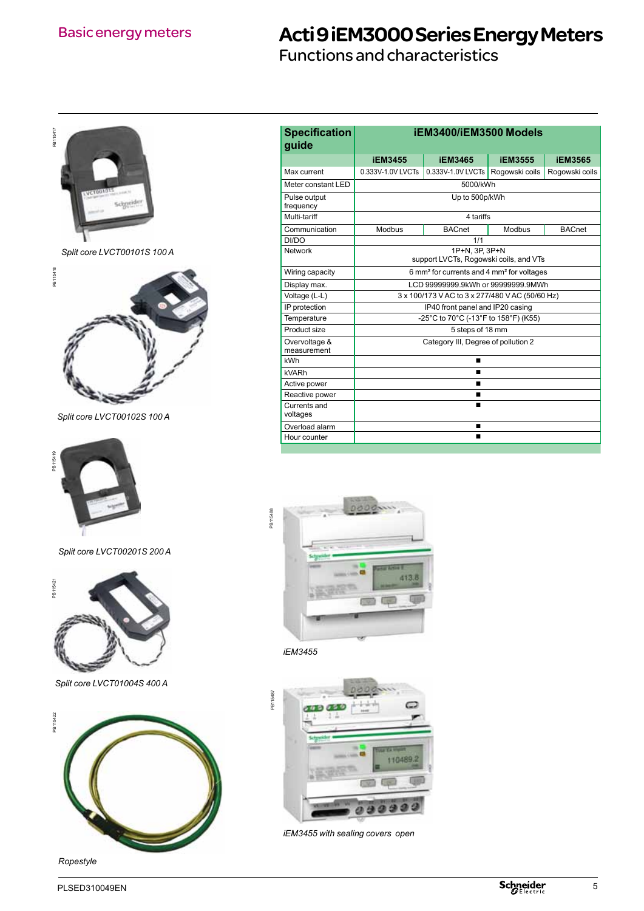# Acti 9 iEM3000 Series Energy Meters

## Functions and characteristics

Basic energy meters

*Split core LVCT00101S 100 A*

*Split core LVCT00102S 100 A*

*Split core LVCT00201S 200 A*

*Split core LVCT01004S 400 A*

*Ropestyle*

| Specification guide | iEM3400/iEM3500 Models | | | |
|---|---|---|---|---|
| | iEM3455 | iEM3465 | iEM3555 | iEM3565 |
| Max current | 0.333V-1.0V LVCTs | 0.333V-1.0V LVCTs | Rogowski coils | Rogowski coils |
| Meter constant LED | 5000/kWh | | | |
| Pulse output frequency | Up to 500p/kWh | | | |
| Multi-tariff | 4 tariffs | | | |
| Communication | Modbus | BACnet | Modbus | BACnet |
| DI/DO | 1/1 | | | |
| Network | 1P+N, 3P, 3P+N support LVCTs, Rogowski coils, and VTs | | | |
| Wiring capacity | 6 mm² for currents and 4 mm² for voltages | | | |
| Display max. | LCD 99999999.9kWh or 99999999.9MWh | | | |
| Voltage (L-L) | 3 x 100/173 V AC to 3 x 277/480 V AC (50/60 Hz) | | | |
| IP protection | IP40 front panel and IP20 casing | | | |
| Temperature | -25°C to 70°C (-13°F to 158°F) (K55) | | | |
| Product size | 5 steps of 18 mm | | | |
| Overvoltage & measurement | Category III, Degree of pollution 2 | | | |
| kWh | ■ | | | |
| kVARh | ■ | | | |
| Active power | ■ | | | |
| Reactive power | ■ | | | |
| Currents and voltages | ■ | | | |
| Overload alarm | ■ | | | |
| Hour counter | ■ | | | |

*iEM3455*

*iEM3455 with sealing covers open*

PLSED310049EN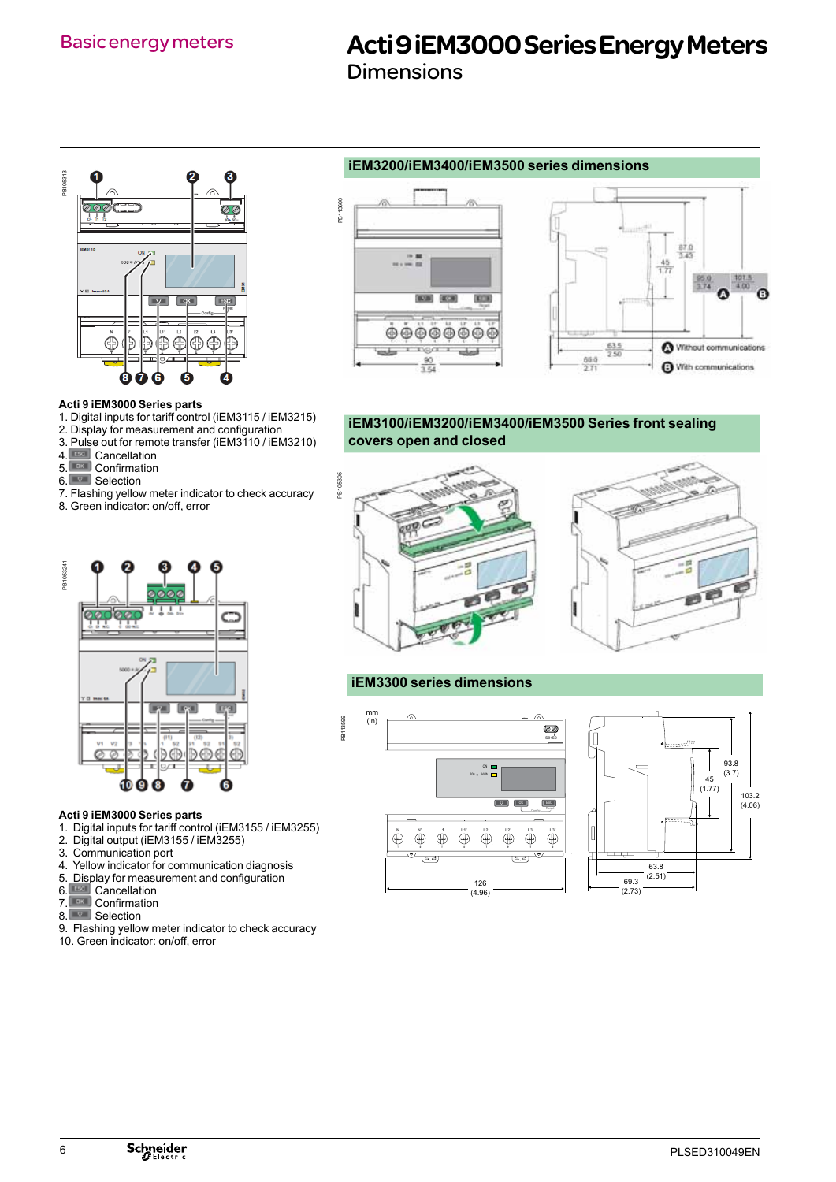Basic energy meters

# Acti 9 iEM3000 Series Energy Meters

## Dimensions

### iEM3200/iEM3400/iEM3500 series dimensions

A Without communications

B With communications

**Acti 9 iEM3000 Series parts**

1. Digital inputs for tariff control (iEM3115 / iEM3215)
2. Display for measurement and configuration
3. Pulse out for remote transfer (iEM3110 / iEM3210)
4. ESC Cancellation
5. OK Confirmation
6. Selection
7. Flashing yellow meter indicator to check accuracy
8. Green indicator: on/off, error

### iEM3100/iEM3200/iEM3400/iEM3500 Series front sealing covers open and closed

### iEM3300 series dimensions

**Acti 9 iEM3000 Series parts**

1. Digital inputs for tariff control (iEM3155 / iEM3255)
2. Digital output (iEM3155 / iEM3255)
3. Communication port
4. Yellow indicator for communication diagnosis
5. Display for measurement and configuration
6. ESC Cancellation
7. OK Confirmation
8. Selection
9. Flashing yellow meter indicator to check accuracy
10. Green indicator: on/off, error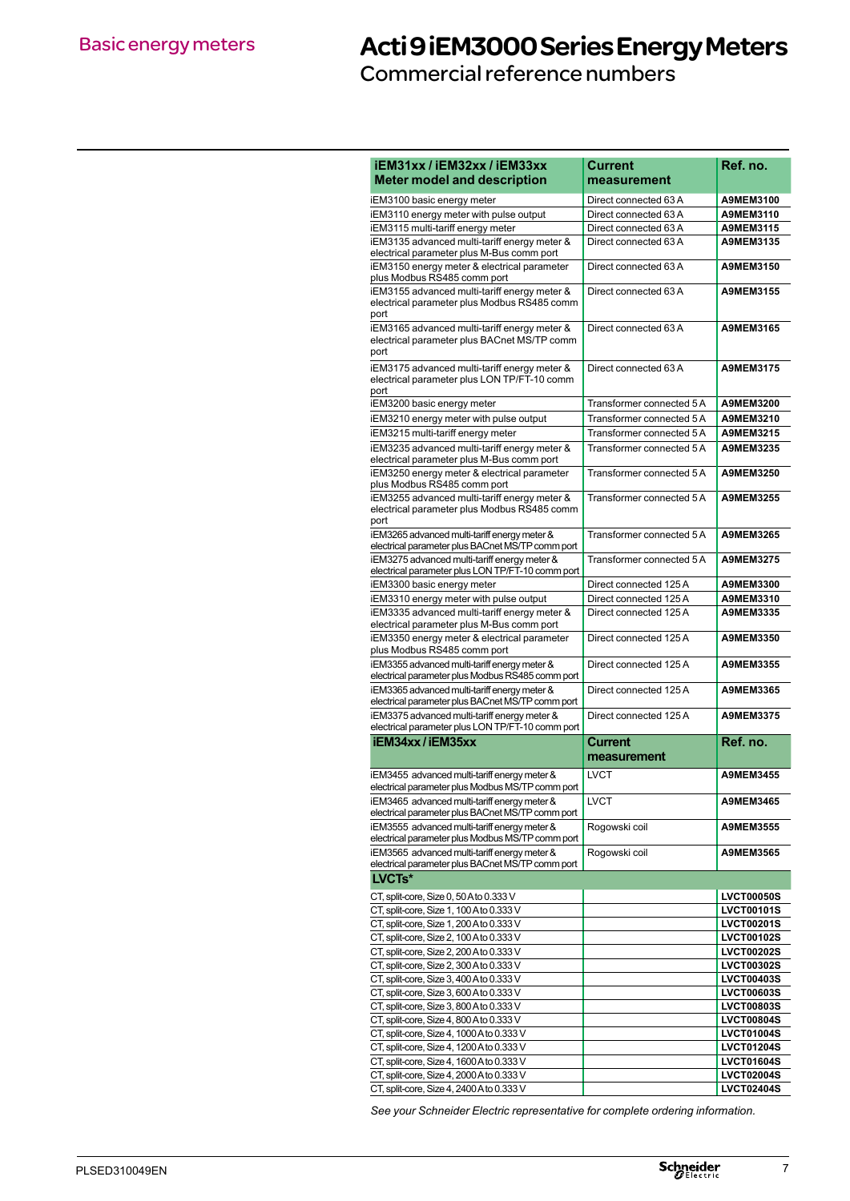Basic energy meters

# Acti 9 iEM3000 Series Energy Meters

## Commercial reference numbers

| iEM31xx / iEM32xx / iEM33xx Meter model and description | Current measurement | Ref. no. |
|---|---|---|
| iEM3100 basic energy meter | Direct connected 63 A | **A9MEM3100** |
| iEM3110 energy meter with pulse output | Direct connected 63 A | **A9MEM3110** |
| iEM3115 multi-tariff energy meter | Direct connected 63 A | **A9MEM3115** |
| iEM3135 advanced multi-tariff energy meter & electrical parameter plus M-Bus comm port | Direct connected 63 A | **A9MEM3135** |
| iEM3150 energy meter & electrical parameter plus Modbus RS485 comm port | Direct connected 63 A | **A9MEM3150** |
| iEM3155 advanced multi-tariff energy meter & electrical parameter plus Modbus RS485 comm port | Direct connected 63 A | **A9MEM3155** |
| iEM3165 advanced multi-tariff energy meter & electrical parameter plus BACnet MS/TP comm port | Direct connected 63 A | **A9MEM3165** |
| iEM3175 advanced multi-tariff energy meter & electrical parameter plus LON TP/FT-10 comm port | Direct connected 63 A | **A9MEM3175** |
| iEM3200 basic energy meter | Transformer connected 5 A | **A9MEM3200** |
| iEM3210 energy meter with pulse output | Transformer connected 5 A | **A9MEM3210** |
| iEM3215 multi-tariff energy meter | Transformer connected 5 A | **A9MEM3215** |
| iEM3235 advanced multi-tariff energy meter & electrical parameter plus M-Bus comm port | Transformer connected 5 A | **A9MEM3235** |
| iEM3250 energy meter & electrical parameter plus Modbus RS485 comm port | Transformer connected 5 A | **A9MEM3250** |
| iEM3255 advanced multi-tariff energy meter & electrical parameter plus Modbus RS485 comm port | Transformer connected 5 A | **A9MEM3255** |
| iEM3265 advanced multi-tariff energy meter & electrical parameter plus BACnet MS/TP comm port | Transformer connected 5 A | **A9MEM3265** |
| iEM3275 advanced multi-tariff energy meter & electrical parameter plus LON TP/FT-10 comm port | Transformer connected 5 A | **A9MEM3275** |
| iEM3300 basic energy meter | Direct connected 125 A | **A9MEM3300** |
| iEM3310 energy meter with pulse output | Direct connected 125 A | **A9MEM3310** |
| iEM3335 advanced multi-tariff energy meter & electrical parameter plus M-Bus comm port | Direct connected 125 A | **A9MEM3335** |
| iEM3350 energy meter & electrical parameter plus Modbus RS485 comm port | Direct connected 125 A | **A9MEM3350** |
| iEM3355 advanced multi-tariff energy meter & electrical parameter plus Modbus RS485 comm port | Direct connected 125 A | **A9MEM3355** |
| iEM3365 advanced multi-tariff energy meter & electrical parameter plus BACnet MS/TP comm port | Direct connected 125 A | **A9MEM3365** |
| iEM3375 advanced multi-tariff energy meter & electrical parameter plus LON TP/FT-10 comm port | Direct connected 125 A | **A9MEM3375** |
| **iEM34xx / iEM35xx** | **Current measurement** | **Ref. no.** |
| iEM3455 advanced multi-tariff energy meter & electrical parameter plus Modbus MS/TP comm port | LVCT | **A9MEM3455** |
| iEM3465 advanced multi-tariff energy meter & electrical parameter plus BACnet MS/TP comm port | LVCT | **A9MEM3465** |
| iEM3555 advanced multi-tariff energy meter & electrical parameter plus Modbus MS/TP comm port | Rogowski coil | **A9MEM3555** |
| iEM3565 advanced multi-tariff energy meter & electrical parameter plus BACnet MS/TP comm port | Rogowski coil | **A9MEM3565** |
| **LVCTs*** | | |
| CT, split-core, Size 0, 50 A to 0.333 V | | **LVCT00050S** |
| CT, split-core, Size 1, 100 A to 0.333 V | | **LVCT00101S** |
| CT, split-core, Size 1, 200 A to 0.333 V | | **LVCT00201S** |
| CT, split-core, Size 2, 100 A to 0.333 V | | **LVCT00102S** |
| CT, split-core, Size 2, 200 A to 0.333 V | | **LVCT00202S** |
| CT, split-core, Size 2, 300 A to 0.333 V | | **LVCT00302S** |
| CT, split-core, Size 3, 400 A to 0.333 V | | **LVCT00403S** |
| CT, split-core, Size 3, 600 A to 0.333 V | | **LVCT00603S** |
| CT, split-core, Size 3, 800 A to 0.333 V | | **LVCT00803S** |
| CT, split-core, Size 4, 800 A to 0.333 V | | **LVCT00804S** |
| CT, split-core, Size 4, 1000 A to 0.333 V | | **LVCT01004S** |
| CT, split-core, Size 4, 1200 A to 0.333 V | | **LVCT01204S** |
| CT, split-core, Size 4, 1600 A to 0.333 V | | **LVCT01604S** |
| CT, split-core, Size 4, 2000 A to 0.333 V | | **LVCT02004S** |
| CT, split-core, Size 4, 2400 A to 0.333 V | | **LVCT02404S** |

*See your Schneider Electric representative for complete ordering information.*

PLSED310049EN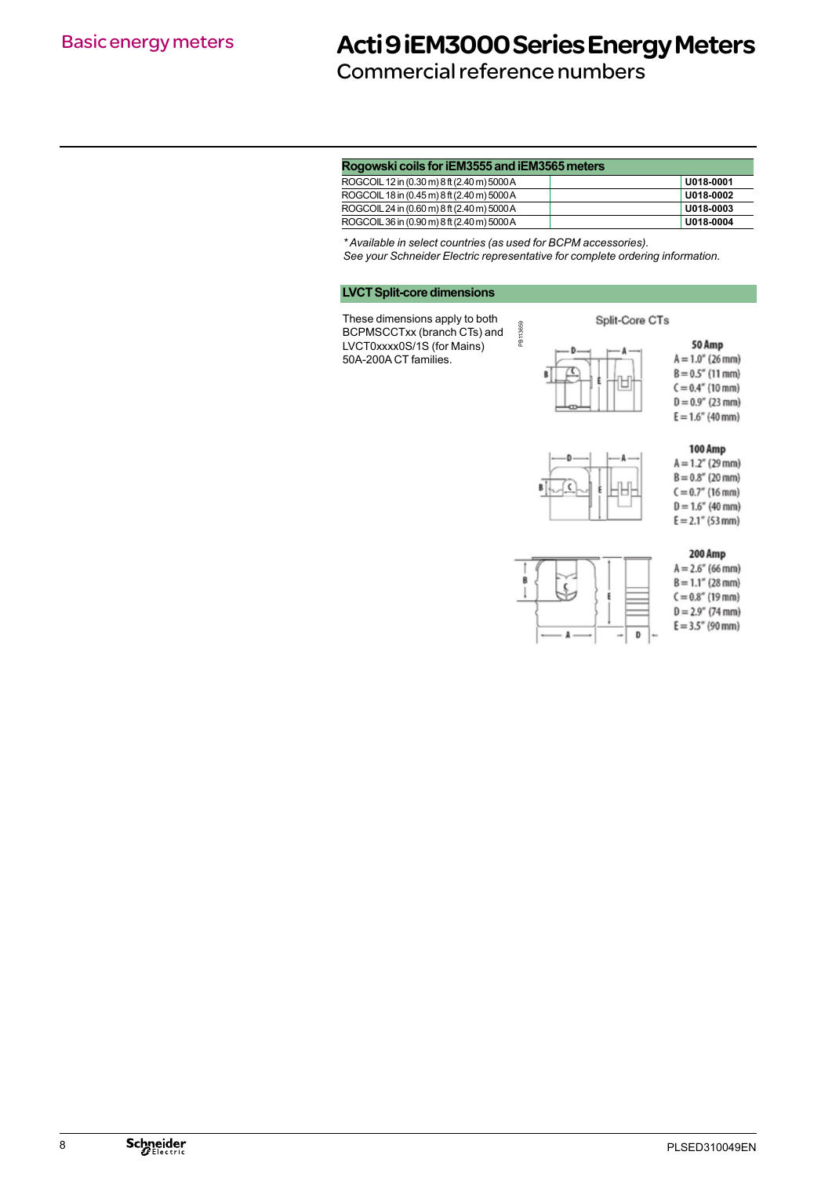# Acti 9 iEM3000 Series Energy Meters

## Commercial reference numbers

| Rogowski coils for iEM3555 and iEM3565 meters | | |
|---|---|---|
| ROGCOIL 12 in (0.30 m) 8 ft (2.40 m) 5000 A | | U018-0001 |
| ROGCOIL 18 in (0.45 m) 8 ft (2.40 m) 5000 A | | U018-0002 |
| ROGCOIL 24 in (0.60 m) 8 ft (2.40 m) 5000 A | | U018-0003 |
| ROGCOIL 36 in (0.90 m) 8 ft (2.40 m) 5000 A | | U018-0004 |

*\* Available in select countries (as used for BCPM accessories).*
*See your Schneider Electric representative for complete ordering information.*

### LVCT Split-core dimensions

These dimensions apply to both BCPMSCCTxx (branch CTs) and LVCT0xxxx0S/1S (for Mains) 50A-200A CT families.

Split-Core CTs

**50 Amp**
A = 1.0" (26 mm)
B = 0.5" (11 mm)
C = 0.4" (10 mm)
D = 0.9" (23 mm)
E = 1.6" (40 mm)

**100 Amp**
A = 1.2" (29 mm)
B = 0.8" (20 mm)
C = 0.7" (16 mm)
D = 1.6" (40 mm)
E = 2.1" (53 mm)

**200 Amp**
A = 2.6" (66 mm)
B = 1.1" (28 mm)
C = 0.8" (19 mm)
D = 2.9" (74 mm)
E = 3.5" (90 mm)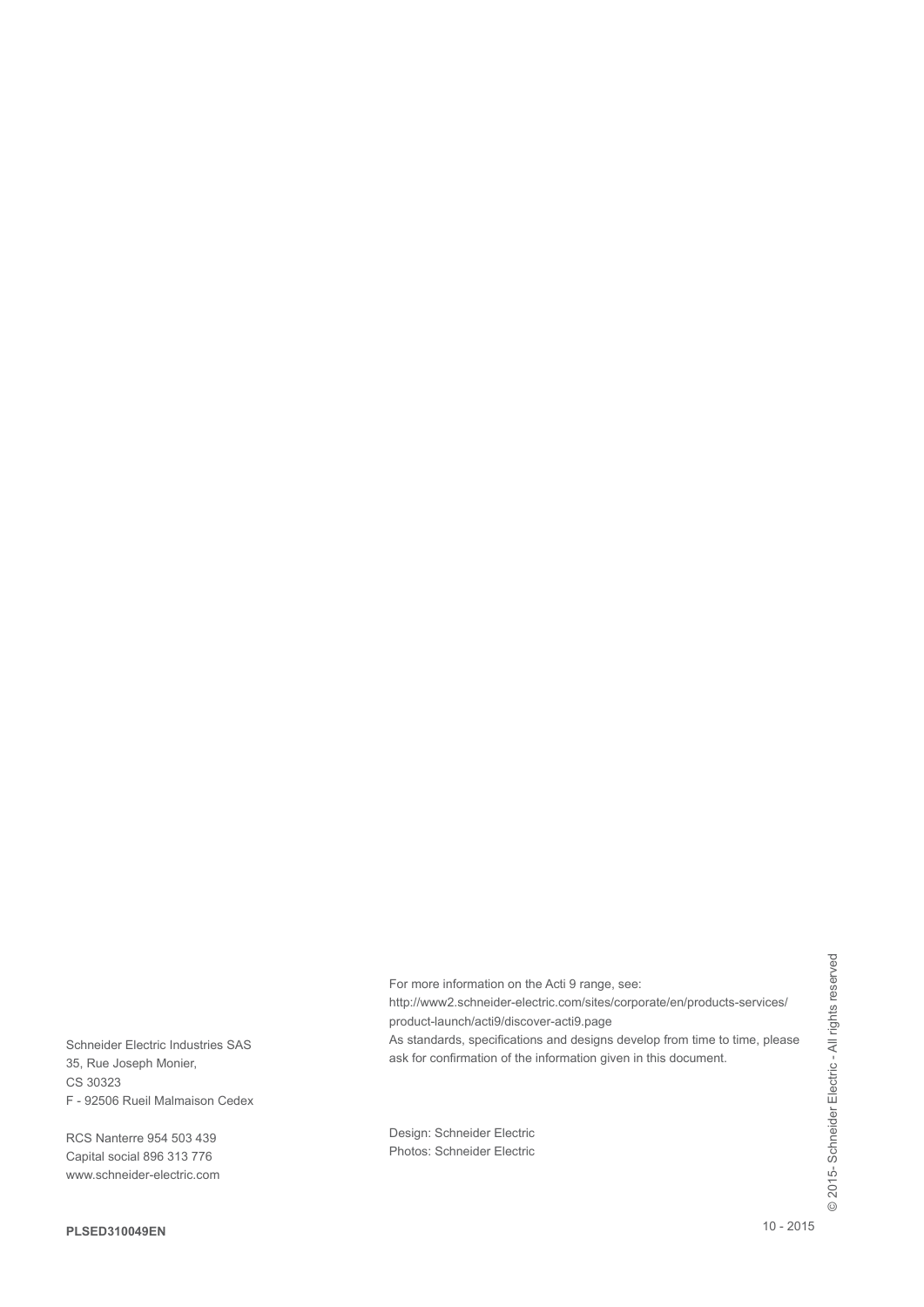Schneider Electric Industries SAS
35, Rue Joseph Monier,
CS 30323
F - 92506 Rueil Malmaison Cedex

RCS Nanterre 954 503 439
Capital social 896 313 776
www.schneider-electric.com

For more information on the Acti 9 range, see:
http://www2.schneider-electric.com/sites/corporate/en/products-services/product-launch/acti9/discover-acti9.page
As standards, specifications and designs develop from time to time, please ask for confirmation of the information given in this document.

Design: Schneider Electric
Photos: Schneider Electric

© 2015- Schneider Electric - All rights reserved

**PLSED310049EN**

10 - 2015